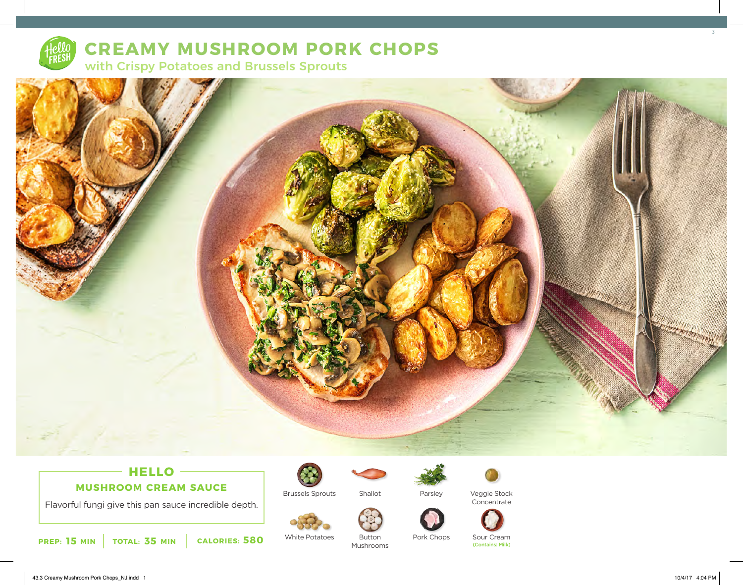# CREAMY MUSHROOM PORK CHOPS

## with Crispy Potatoes and Brussels Sprouts

### HELLO

**MUSHROOM CREAM SAUCE**

Flavorful fungi give this pan sauce incredible depth.

**PREP: 15 MIN** | **TOTAL: 35 MIN** | **CALORIES: 580**

- Brussels Sprouts
- Shallot
- Parsley
- Veggie Stock Concentrate
- White Potatoes
- Button Mushrooms
- Pork Chops
- Sour Cream (Contains: Milk)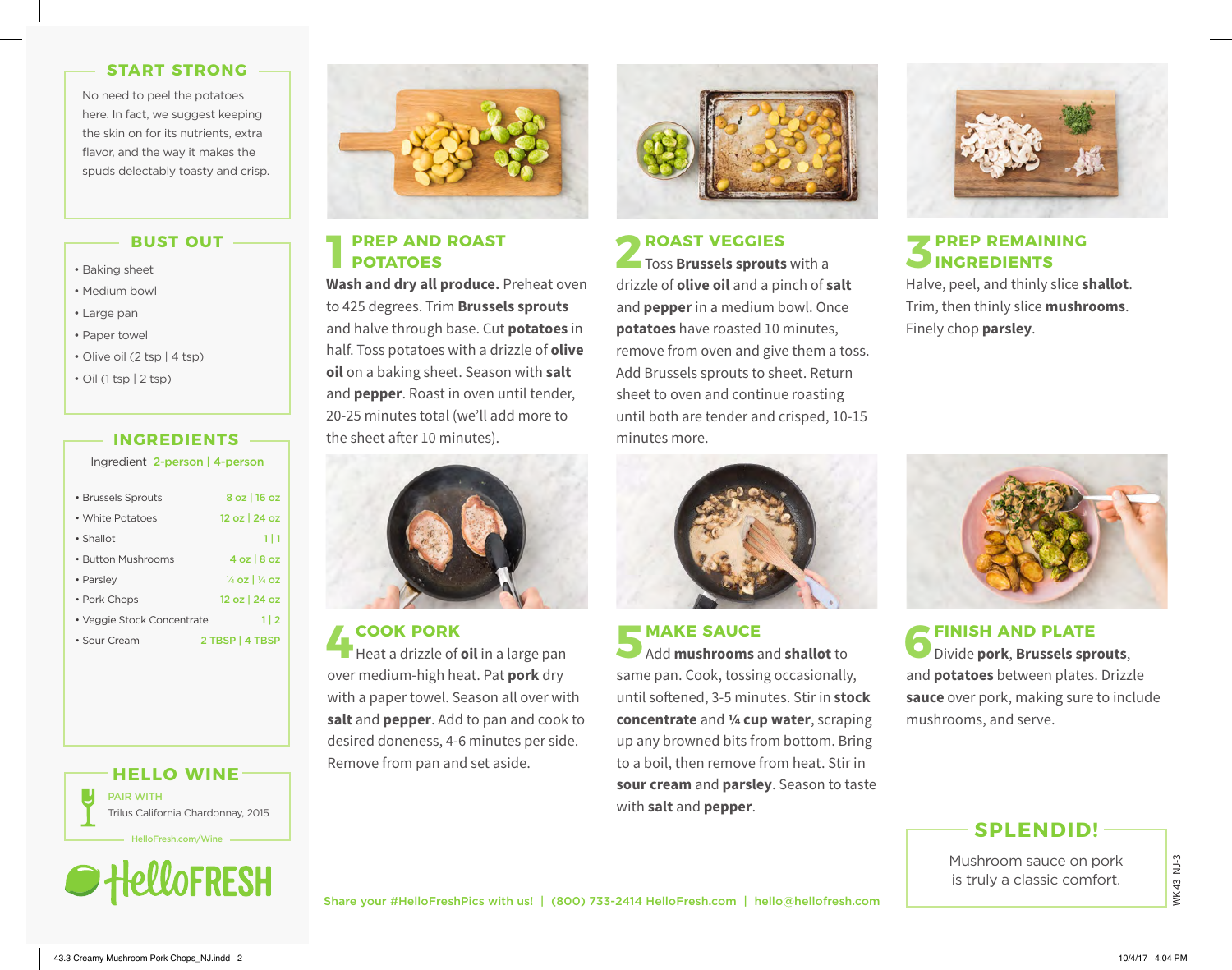## START STRONG

No need to peel the potatoes here. In fact, we suggest keeping the skin on for its nutrients, extra flavor, and the way it makes the spuds delectably toasty and crisp.

## BUST OUT

- Baking sheet
- Medium bowl
- Large pan
- Paper towel
- Olive oil (2 tsp | 4 tsp)
- Oil (1 tsp | 2 tsp)

## INGREDIENTS

| Ingredient | 2-person \| 4-person |
|---|---|
| Brussels Sprouts | 8 oz \| 16 oz |
| White Potatoes | 12 oz \| 24 oz |
| Shallot | 1 \| 1 |
| Button Mushrooms | 4 oz \| 8 oz |
| Parsley | ¼ oz \| ¼ oz |
| Pork Chops | 12 oz \| 24 oz |
| Veggie Stock Concentrate | 1 \| 2 |
| Sour Cream | 2 TBSP \| 4 TBSP |

## HELLO WINE

PAIR WITH
Trilus California Chardonnay, 2015

HelloFresh.com/Wine

HelloFRESH

## 1 PREP AND ROAST POTATOES

**Wash and dry all produce.** Preheat oven to 425 degrees. Trim **Brussels sprouts** and halve through base. Cut **potatoes** in half. Toss potatoes with a drizzle of **olive oil** on a baking sheet. Season with **salt** and **pepper**. Roast in oven until tender, 20-25 minutes total (we'll add more to the sheet after 10 minutes).

## 2 ROAST VEGGIES

Toss **Brussels sprouts** with a drizzle of **olive oil** and a pinch of **salt** and **pepper** in a medium bowl. Once **potatoes** have roasted 10 minutes, remove from oven and give them a toss. Add Brussels sprouts to sheet. Return sheet to oven and continue roasting until both are tender and crisped, 10-15 minutes more.

## 3 PREP REMAINING INGREDIENTS

Halve, peel, and thinly slice **shallot**. Trim, then thinly slice **mushrooms**. Finely chop **parsley**.

## 4 COOK PORK

Heat a drizzle of **oil** in a large pan over medium-high heat. Pat **pork** dry with a paper towel. Season all over with **salt** and **pepper**. Add to pan and cook to desired doneness, 4-6 minutes per side. Remove from pan and set aside.

## 5 MAKE SAUCE

Add **mushrooms** and **shallot** to same pan. Cook, tossing occasionally, until softened, 3-5 minutes. Stir in **stock concentrate** and **¼ cup water**, scraping up any browned bits from bottom. Bring to a boil, then remove from heat. Stir in **sour cream** and **parsley**. Season to taste with **salt** and **pepper**.

## 6 FINISH AND PLATE

Divide **pork**, **Brussels sprouts**, and **potatoes** between plates. Drizzle **sauce** over pork, making sure to include mushrooms, and serve.

## SPLENDID!

Mushroom sauce on pork is truly a classic comfort.

Share your #HelloFreshPics with us! | (800) 733-2414 HelloFresh.com | hello@hellofresh.com

WK 43 NJ-3